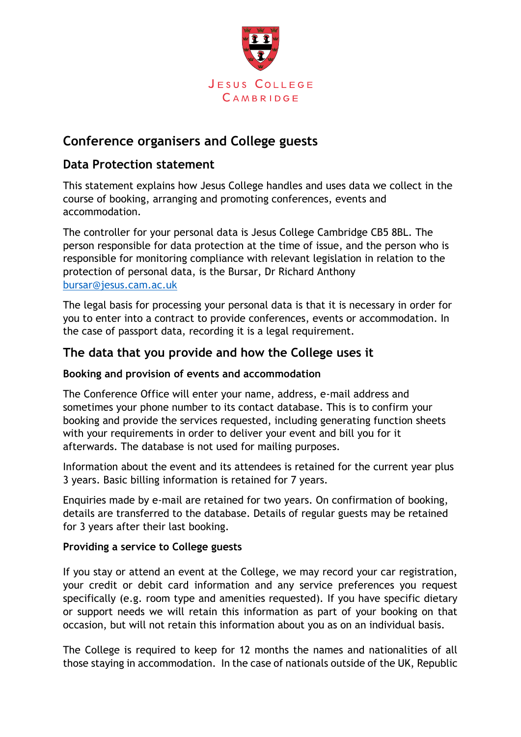Jesus College
Cambridge

# Conference organisers and College guests

## Data Protection statement

This statement explains how Jesus College handles and uses data we collect in the course of booking, arranging and promoting conferences, events and accommodation.

The controller for your personal data is Jesus College Cambridge CB5 8BL. The person responsible for data protection at the time of issue, and the person who is responsible for monitoring compliance with relevant legislation in relation to the protection of personal data, is the Bursar, Dr Richard Anthony bursar@jesus.cam.ac.uk

The legal basis for processing your personal data is that it is necessary in order for you to enter into a contract to provide conferences, events or accommodation. In the case of passport data, recording it is a legal requirement.

## The data that you provide and how the College uses it

### Booking and provision of events and accommodation

The Conference Office will enter your name, address, e-mail address and sometimes your phone number to its contact database. This is to confirm your booking and provide the services requested, including generating function sheets with your requirements in order to deliver your event and bill you for it afterwards. The database is not used for mailing purposes.

Information about the event and its attendees is retained for the current year plus 3 years. Basic billing information is retained for 7 years.

Enquiries made by e-mail are retained for two years. On confirmation of booking, details are transferred to the database. Details of regular guests may be retained for 3 years after their last booking.

### Providing a service to College guests

If you stay or attend an event at the College, we may record your car registration, your credit or debit card information and any service preferences you request specifically (e.g. room type and amenities requested). If you have specific dietary or support needs we will retain this information as part of your booking on that occasion, but will not retain this information about you as on an individual basis.

The College is required to keep for 12 months the names and nationalities of all those staying in accommodation. In the case of nationals outside of the UK, Republic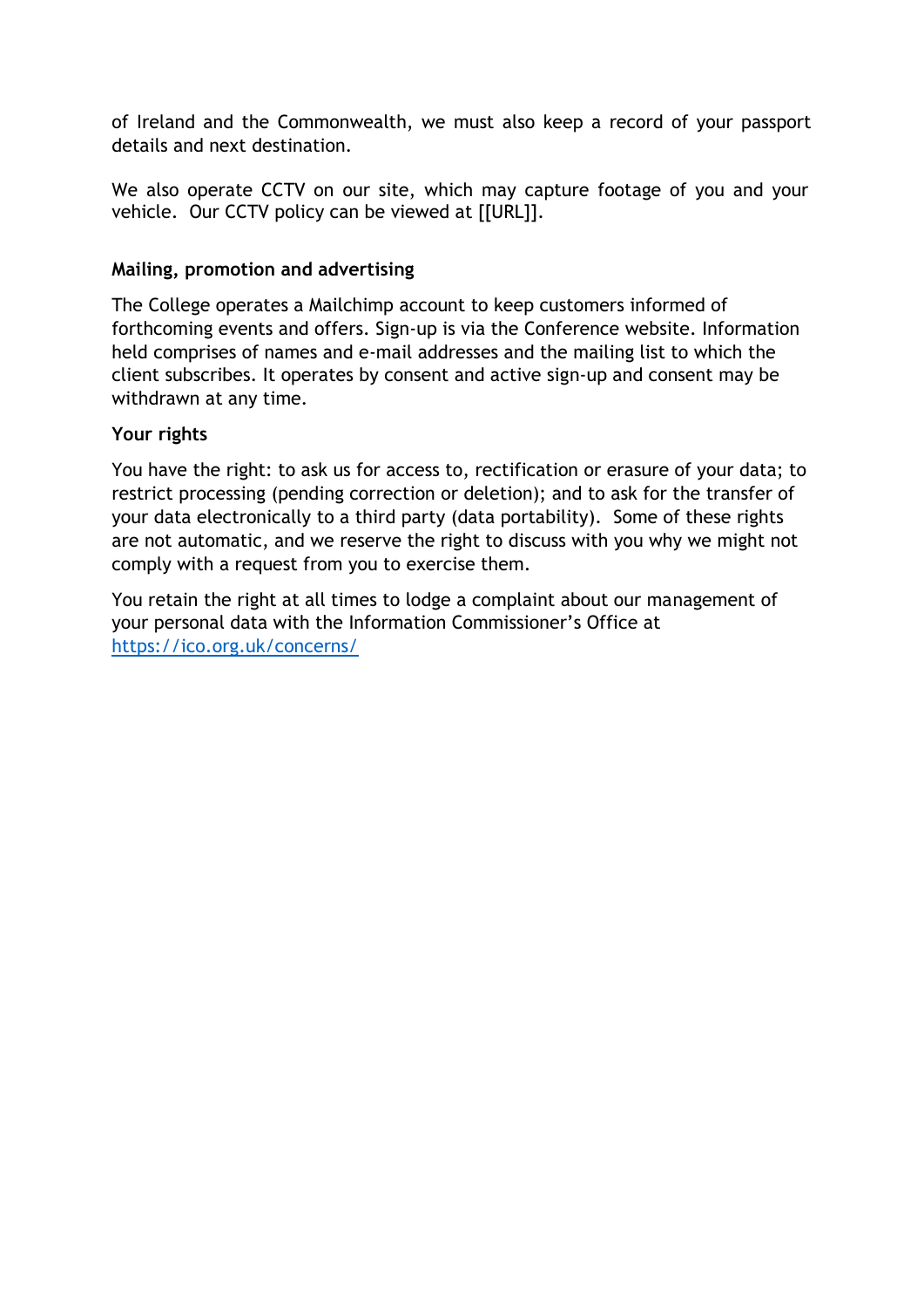of Ireland and the Commonwealth, we must also keep a record of your passport details and next destination.

We also operate CCTV on our site, which may capture footage of you and your vehicle. Our CCTV policy can be viewed at [[URL]].

### Mailing, promotion and advertising

The College operates a Mailchimp account to keep customers informed of forthcoming events and offers. Sign-up is via the Conference website. Information held comprises of names and e-mail addresses and the mailing list to which the client subscribes. It operates by consent and active sign-up and consent may be withdrawn at any time.

### Your rights

You have the right: to ask us for access to, rectification or erasure of your data; to restrict processing (pending correction or deletion); and to ask for the transfer of your data electronically to a third party (data portability). Some of these rights are not automatic, and we reserve the right to discuss with you why we might not comply with a request from you to exercise them.

You retain the right at all times to lodge a complaint about our management of your personal data with the Information Commissioner's Office at [https://ico.org.uk/concerns/](https://ico.org.uk/concerns/)